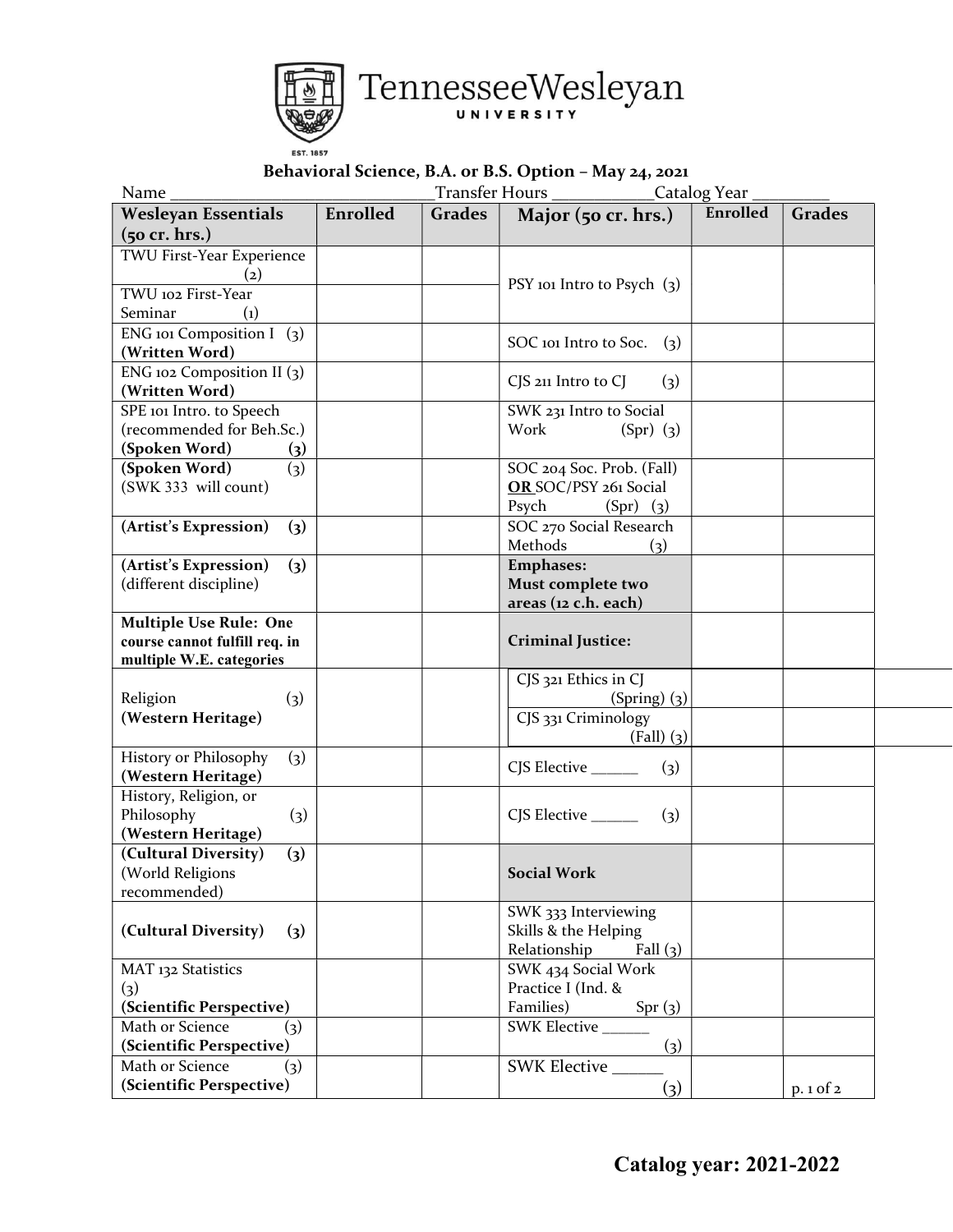Tennessee Wesleyan University

EST. 1857

**Behavioral Science, B.A. or B.S. Option – May 24, 2021**

Name ______________________________ Transfer Hours ____________ Catalog Year _________

| Wesleyan Essentials (50 cr. hrs.) | Enrolled | Grades | Major (50 cr. hrs.) | Enrolled | Grades |
|---|---|---|---|---|---|
| TWU First-Year Experience (2) | | | PSY 101 Intro to Psych (3) | | |
| TWU 102 First-Year Seminar (1) | | | | | |
| ENG 101 Composition I (3) **(Written Word)** | | | SOC 101 Intro to Soc. (3) | | |
| ENG 102 Composition II (3) **(Written Word)** | | | CJS 211 Intro to CJ (3) | | |
| SPE 101 Intro. to Speech (recommended for Beh.Sc.) **(Spoken Word) (3)** | | | SWK 231 Intro to Social Work (Spr) (3) | | |
| **(Spoken Word)** (3) (SWK 333 will count) | | | SOC 204 Soc. Prob. (Fall) **OR** SOC/PSY 261 Social Psych (Spr) (3) | | |
| **(Artist's Expression) (3)** | | | SOC 270 Social Research Methods (3) | | |
| **(Artist's Expression) (3)** (different discipline) | | | **Emphases: Must complete two areas (12 c.h. each)** | | |
| **Multiple Use Rule: One course cannot fulfill req. in multiple W.E. categories** | | | **Criminal Justice:** | | |
| Religion (3) **(Western Heritage)** | | | CJS 321 Ethics in CJ (Spring) (3) | | |
| | | | CJS 331 Criminology (Fall) (3) | | |
| History or Philosophy (3) **(Western Heritage)** | | | CJS Elective ______ (3) | | |
| History, Religion, or Philosophy (3) **(Western Heritage)** | | | CJS Elective ______ (3) | | |
| **(Cultural Diversity) (3)** (World Religions recommended) | | | **Social Work** | | |
| **(Cultural Diversity) (3)** | | | SWK 333 Interviewing Skills & the Helping Relationship Fall (3) | | |
| MAT 132 Statistics (3) **(Scientific Perspective)** | | | SWK 434 Social Work Practice I (Ind. & Families) Spr (3) | | |
| Math or Science (3) **(Scientific Perspective)** | | | SWK Elective ______ (3) | | |
| Math or Science (3) **(Scientific Perspective)** | | | SWK Elective ______ (3) | | |

**Catalog year: 2021-2022**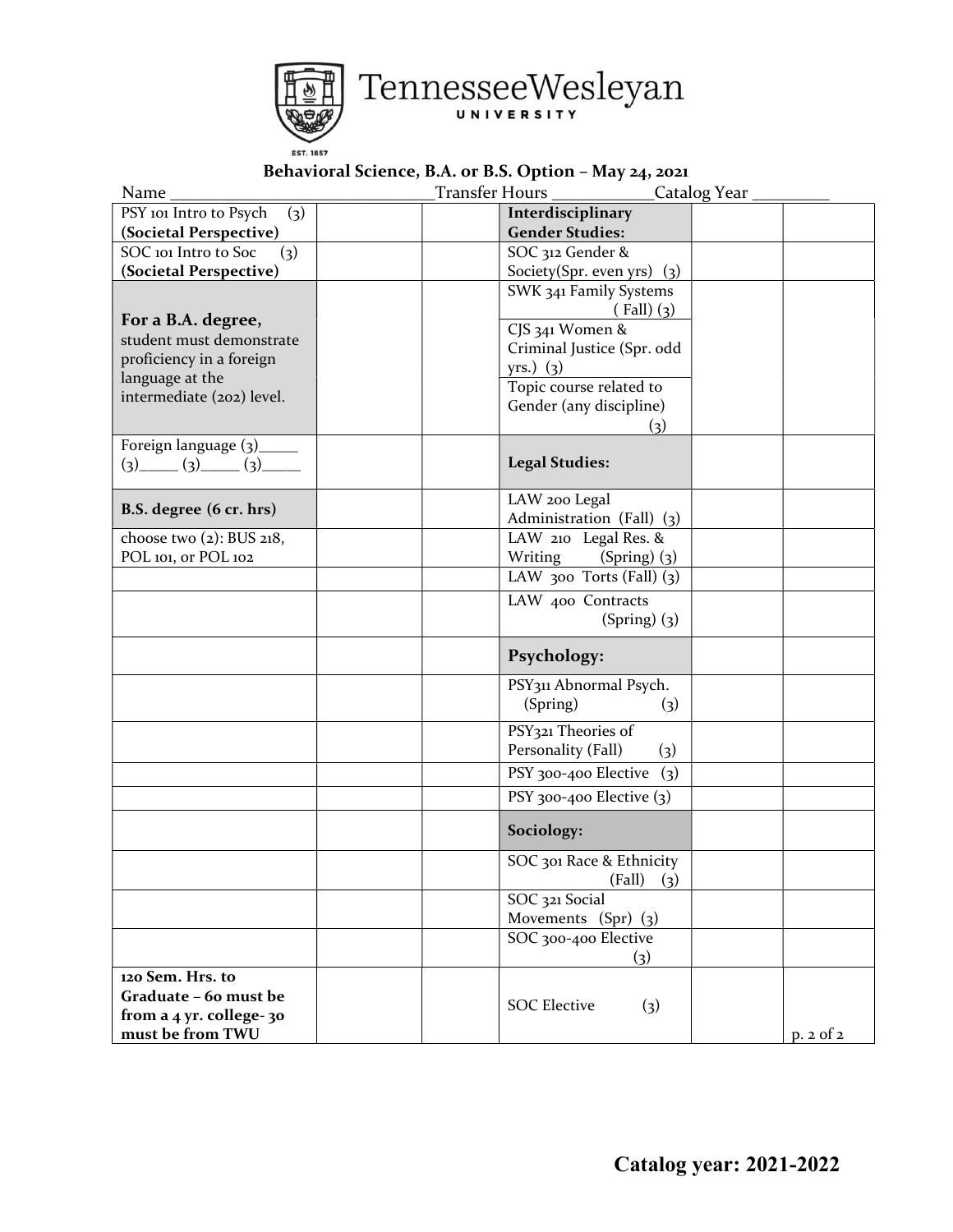TennesseeWesleyan UNIVERSITY

EST. 1857

**Behavioral Science, B.A. or B.S. Option – May 24, 2021**

Name ______________________________Transfer Hours ___________Catalog Year _________

| | | | | | |
|---|---|---|---|---|---|
| PSY 101 Intro to Psych (3) **(Societal Perspective)** | | | **Interdisciplinary Gender Studies:** | | |
| SOC 101 Intro to Soc (3) **(Societal Perspective)** | | | SOC 312 Gender & Society(Spr. even yrs) (3) | | |
| **For a B.A. degree,** student must demonstrate proficiency in a foreign language at the intermediate (202) level. | | | SWK 341 Family Systems ( Fall) (3) | | |
| | | | CJS 341 Women & Criminal Justice (Spr. odd yrs.) (3) | | |
| | | | Topic course related to Gender (any discipline) (3) | | |
| Foreign language (3)_____ (3)_____ (3)_____ (3)_____ | | | **Legal Studies:** | | |
| **B.S. degree (6 cr. hrs)** | | | LAW 200 Legal Administration (Fall) (3) | | |
| choose two (2): BUS 218, POL 101, or POL 102 | | | LAW 210 Legal Res. & Writing (Spring) (3) | | |
| | | | LAW 300 Torts (Fall) (3) | | |
| | | | LAW 400 Contracts (Spring) (3) | | |
| | | | **Psychology:** | | |
| | | | PSY311 Abnormal Psych. (Spring) (3) | | |
| | | | PSY321 Theories of Personality (Fall) (3) | | |
| | | | PSY 300-400 Elective (3) | | |
| | | | PSY 300-400 Elective (3) | | |
| | | | **Sociology:** | | |
| | | | SOC 301 Race & Ethnicity (Fall) (3) | | |
| | | | SOC 321 Social Movements (Spr) (3) | | |
| | | | SOC 300-400 Elective (3) | | |
| **120 Sem. Hrs. to Graduate – 60 must be from a 4 yr. college- 30 must be from TWU** | | | SOC Elective (3) | | |

**Catalog year: 2021-2022**